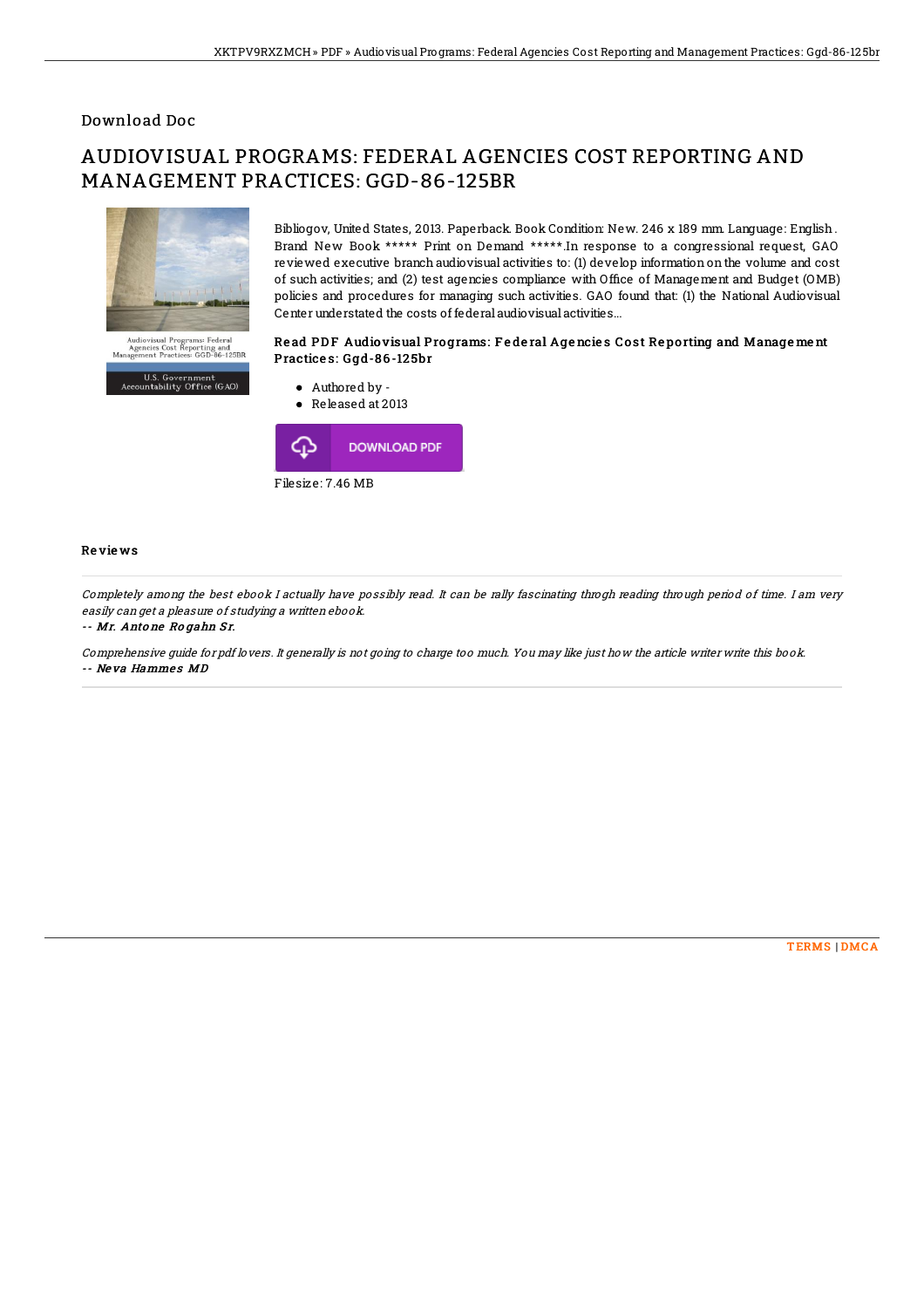Download Doc

# AUDIOVISUAL PROGRAMS: FEDERAL AGENCIES COST REPORTING AND MANAGEMENT PRACTICES: GGD-86-125BR

Audiovisual Programs: Federal Agencies Cost Reporting and Management Practices: GGD-86-125BR

U.S. Government Accountability Office (GAO)

Bibliogov, United States, 2013. Paperback. Book Condition: New. 246 x 189 mm. Language: English . Brand New Book ***** Print on Demand *****.In response to a congressional request, GAO reviewed executive branch audiovisual activities to: (1) develop information on the volume and cost of such activities; and (2) test agencies compliance with Office of Management and Budget (OMB) policies and procedures for managing such activities. GAO found that: (1) the National Audiovisual Center understated the costs of federal audiovisual activities...

### Read PDF Audiovisual Programs: Federal Agencies Cost Reporting and Management Practices: Ggd-86-125br

- Authored by -
- Released at 2013

DOWNLOAD PDF

Filesize: 7.46 MB

#### Reviews

*Completely among the best ebook I actually have possibly read. It can be rally fascinating throgh reading through period of time. I am very easily can get a pleasure of studying a written ebook.*

*-- Mr. Antone Rogahn Sr.*

*Comprehensive guide for pdf lovers. It generally is not going to charge too much. You may like just how the article writer write this book.*

*-- Neva Hammes MD*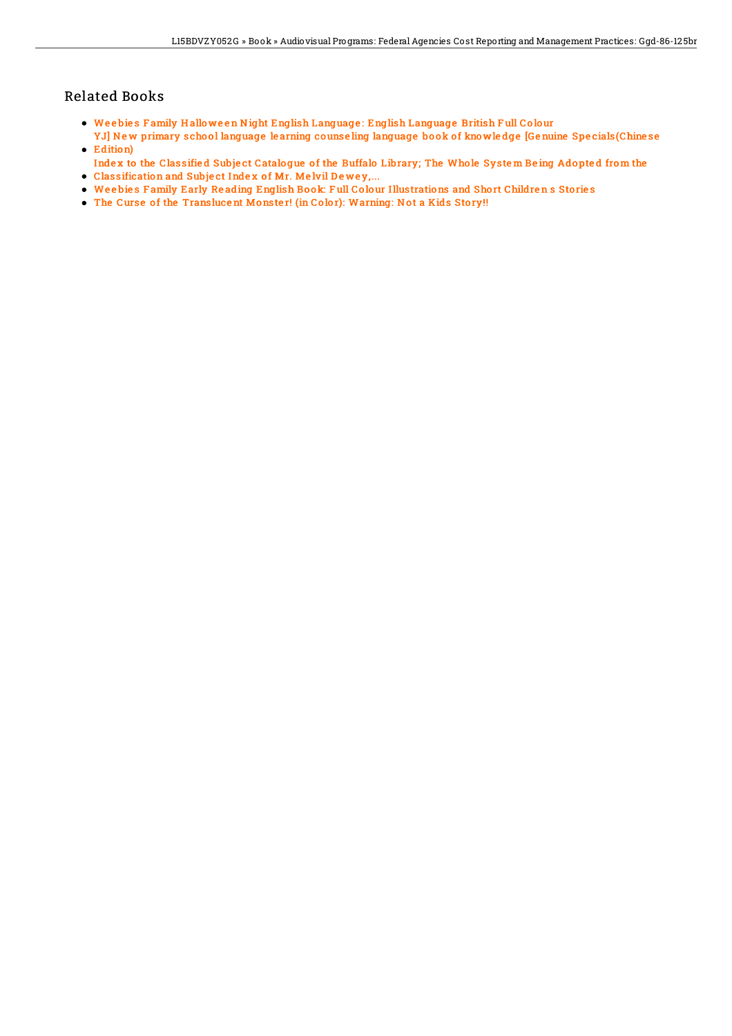## Related Books

- Weebies Family Halloween Night English Language: English Language British Full Colour
- YJ] New primary school language learning counseling language book of knowledge [Genuine Specials(Chinese Edition)
- Index to the Classified Subject Catalogue of the Buffalo Library; The Whole System Being Adopted from the Classification and Subject Index of Mr. Melvil Dewey,...
- Weebies Family Early Reading English Book: Full Colour Illustrations and Short Children s Stories
- The Curse of the Translucent Monster! (in Color): Warning: Not a Kids Story!!